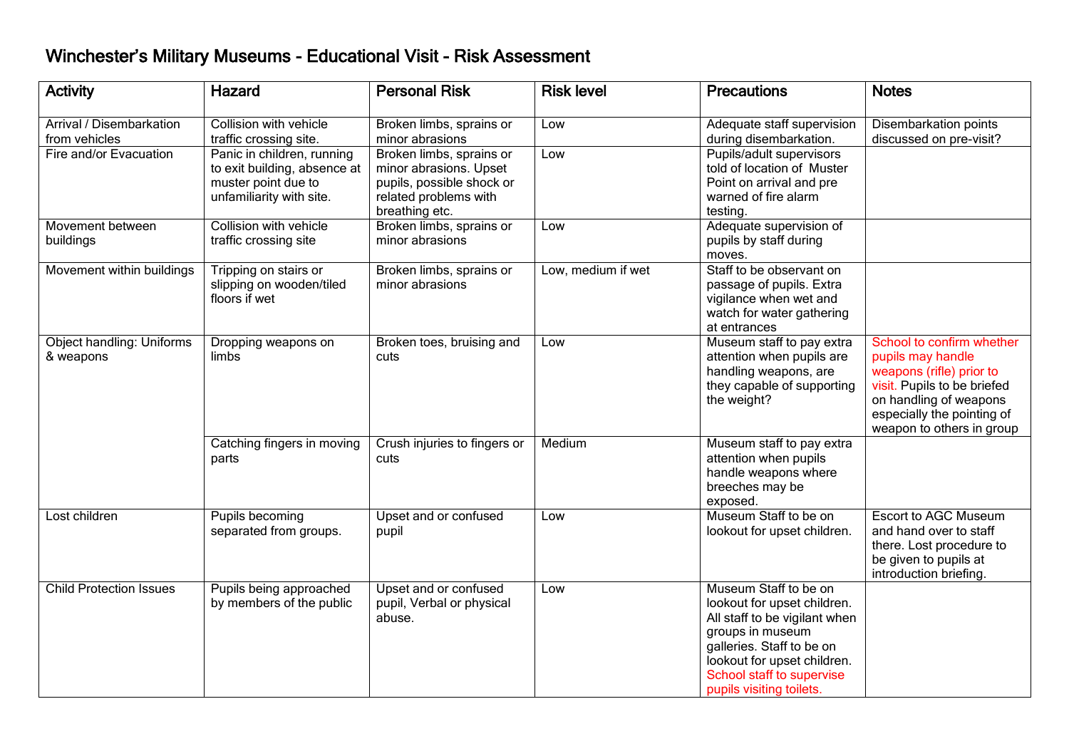# Winchester's Military Museums - Educational Visit - Risk Assessment

| Activity | Hazard | Personal Risk | Risk level | Precautions | Notes |
|---|---|---|---|---|---|
| Arrival / Disembarkation from vehicles | Collision with vehicle traffic crossing site. | Broken limbs, sprains or minor abrasions | Low | Adequate staff supervision during disembarkation. | Disembarkation points discussed on pre-visit? |
| Fire and/or Evacuation | Panic in children, running to exit building, absence at muster point due to unfamiliarity with site. | Broken limbs, sprains or minor abrasions. Upset pupils, possible shock or related problems with breathing etc. | Low | Pupils/adult supervisors told of location of Muster Point on arrival and pre warned of fire alarm testing. | |
| Movement between buildings | Collision with vehicle traffic crossing site | Broken limbs, sprains or minor abrasions | Low | Adequate supervision of pupils by staff during moves. | |
| Movement within buildings | Tripping on stairs or slipping on wooden/tiled floors if wet | Broken limbs, sprains or minor abrasions | Low, medium if wet | Staff to be observant on passage of pupils. Extra vigilance when wet and watch for water gathering at entrances | |
| Object handling: Uniforms & weapons | Dropping weapons on limbs | Broken toes, bruising and cuts | Low | Museum staff to pay extra attention when pupils are handling weapons, are they capable of supporting the weight? | School to confirm whether pupils may handle weapons (rifle) prior to visit. Pupils to be briefed on handling of weapons especially the pointing of weapon to others in group |
| | Catching fingers in moving parts | Crush injuries to fingers or cuts | Medium | Museum staff to pay extra attention when pupils handle weapons where breeches may be exposed. | |
| Lost children | Pupils becoming separated from groups. | Upset and or confused pupil | Low | Museum Staff to be on lookout for upset children. | Escort to AGC Museum and hand over to staff there. Lost procedure to be given to pupils at introduction briefing. |
| Child Protection Issues | Pupils being approached by members of the public | Upset and or confused pupil, Verbal or physical abuse. | Low | Museum Staff to be on lookout for upset children. All staff to be vigilant when groups in museum galleries. Staff to be on lookout for upset children. School staff to supervise pupils visiting toilets. | |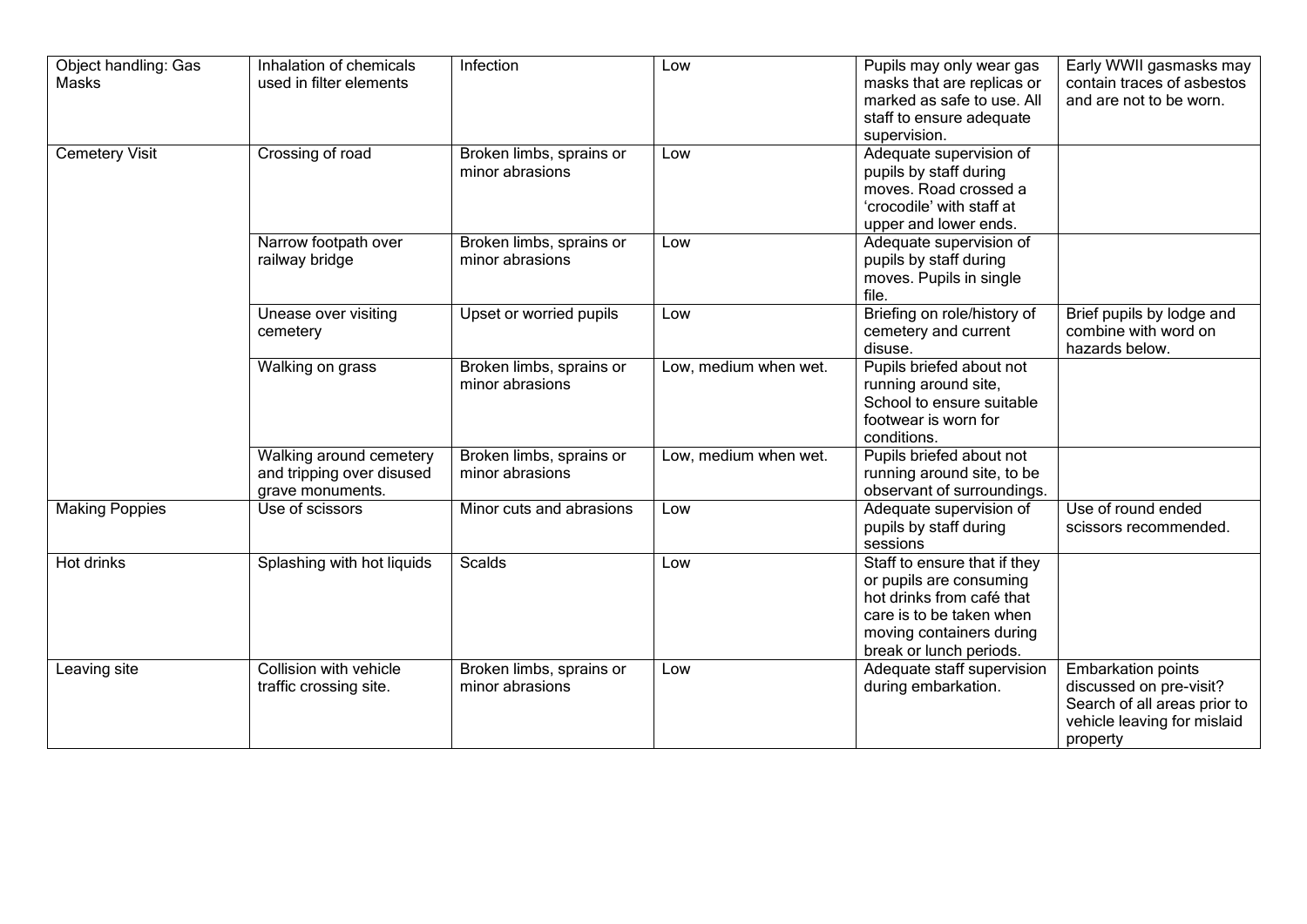| | | | | | |
|---|---|---|---|---|---|
| Object handling: Gas Masks | Inhalation of chemicals used in filter elements | Infection | Low | Pupils may only wear gas masks that are replicas or marked as safe to use. All staff to ensure adequate supervision. | Early WWII gasmasks may contain traces of asbestos and are not to be worn. |
| Cemetery Visit | Crossing of road | Broken limbs, sprains or minor abrasions | Low | Adequate supervision of pupils by staff during moves. Road crossed a 'crocodile' with staff at upper and lower ends. | |
| | Narrow footpath over railway bridge | Broken limbs, sprains or minor abrasions | Low | Adequate supervision of pupils by staff during moves. Pupils in single file. | |
| | Unease over visiting cemetery | Upset or worried pupils | Low | Briefing on role/history of cemetery and current disuse. | Brief pupils by lodge and combine with word on hazards below. |
| | Walking on grass | Broken limbs, sprains or minor abrasions | Low, medium when wet. | Pupils briefed about not running around site, School to ensure suitable footwear is worn for conditions. | |
| | Walking around cemetery and tripping over disused grave monuments. | Broken limbs, sprains or minor abrasions | Low, medium when wet. | Pupils briefed about not running around site, to be observant of surroundings. | |
| Making Poppies | Use of scissors | Minor cuts and abrasions | Low | Adequate supervision of pupils by staff during sessions | Use of round ended scissors recommended. |
| Hot drinks | Splashing with hot liquids | Scalds | Low | Staff to ensure that if they or pupils are consuming hot drinks from café that care is to be taken when moving containers during break or lunch periods. | |
| Leaving site | Collision with vehicle traffic crossing site. | Broken limbs, sprains or minor abrasions | Low | Adequate staff supervision during embarkation. | Embarkation points discussed on pre-visit? Search of all areas prior to vehicle leaving for mislaid property |